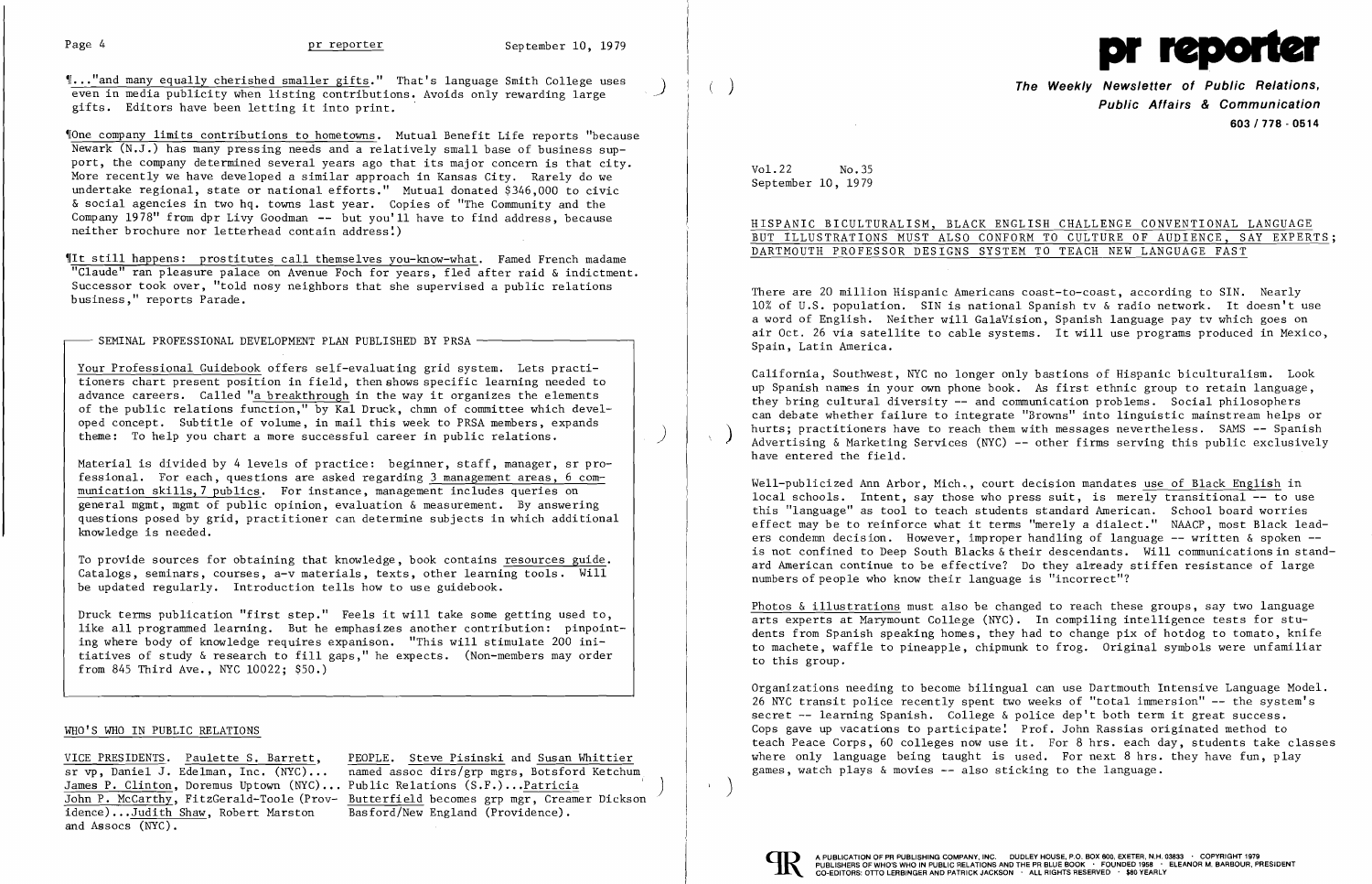¶..."and many equally cherished smaller gifts." That's language Smith College uses even in media publicity when listing contributions. Avoids only rewarding large gifts. Editors have been letting it into print.

¶One company limits contributions to hometowns. Mutual Benefit Life reports "because Newark (N.J.) has many pressing needs and a relatively small base of business support, the company determined several years ago that its major concern is that city. More recently we have developed a similar approach in Kansas City. Rarely do we undertake regional, state or national efforts." Mutual donated $346,000 to civic & social agencies in two hq. towns last year. Copies of "The Community and the Company 1978" from dpr Livy Goodman -- but you'll have to find address, because neither brochure nor letterhead contain address!)

¶It still happens: prostitutes call themselves you-know-what. Famed French madame "Claude" ran pleasure palace on Avenue Foch for years, fled after raid & indictment. Successor took over, "told nosy neighbors that she supervised a public relations business," reports Parade.

## SEMINAL PROFESSIONAL DEVELOPMENT PLAN PUBLISHED BY PRSA

Your Professional Guidebook offers self-evaluating grid system. Lets practitioners chart present position in field, then shows specific learning needed to advance careers. Called "a breakthrough in the way it organizes the elements of the public relations function," by Kal Druck, chmn of committee which developed concept. Subtitle of volume, in mail this week to PRSA members, expands theme: To help you chart a more successful career in public relations.

Material is divided by 4 levels of practice: beginner, staff, manager, sr professional. For each, questions are asked regarding 3 management areas, 6 communication skills, 7 publics. For instance, management includes queries on general mgmt, mgmt of public opinion, evaluation & measurement. By answering questions posed by grid, practitioner can determine subjects in which additional knowledge is needed.

To provide sources for obtaining that knowledge, book contains resources guide. Catalogs, seminars, courses, a-v materials, texts, other learning tools. Will be updated regularly. Introduction tells how to use guidebook.

Druck terms publication "first step." Feels it will take some getting used to, like all programmed learning. But he emphasizes another contribution: pinpointing where body of knowledge requires expansion. "This will stimulate 200 initiatives of study & research to fill gaps," he expects. (Non-members may order from 845 Third Ave., NYC 10022; $50.)

## WHO'S WHO IN PUBLIC RELATIONS

VICE PRESIDENTS. Paulette S. Barrett, sr vp, Daniel J. Edelman, Inc. (NYC)... James P. Clinton, Doremus Uptown (NYC)... John P. McCarthy, FitzGerald-Toole (Providence)...Judith Shaw, Robert Marston and Assocs (NYC).

PEOPLE. Steve Pisinski and Susan Whittier named assoc dirs/grp mgrs, Botsford Ketchum Public Relations (S.F.)...Patricia Butterfield becomes grp mgr, Creamer Dickson Basford/New England (Providence).

# pr reporter

**The Weekly Newsletter of Public Relations, Public Affairs & Communication**
603/778-0514

Vol.22 No.35
September 10, 1979

## HISPANIC BICULTURALISM, BLACK ENGLISH CHALLENGE CONVENTIONAL LANGUAGE BUT ILLUSTRATIONS MUST ALSO CONFORM TO CULTURE OF AUDIENCE, SAY EXPERTS; DARTMOUTH PROFESSOR DESIGNS SYSTEM TO TEACH NEW LANGUAGE FAST

There are 20 million Hispanic Americans coast-to-coast, according to SIN. Nearly 10% of U.S. population. SIN is national Spanish tv & radio network. It doesn't use a word of English. Neither will GalaVision, Spanish language pay tv which goes on air Oct. 26 via satellite to cable systems. It will use programs produced in Mexico, Spain, Latin America.

California, Southwest, NYC no longer only bastions of Hispanic biculturalism. Look up Spanish names in your own phone book. As first ethnic group to retain language, they bring cultural diversity -- and communication problems. Social philosophers can debate whether failure to integrate "Browns" into linguistic mainstream helps or hurts; practitioners have to reach them with messages nevertheless. SAMS -- Spanish Advertising & Marketing Services (NYC) -- other firms serving this public exclusively have entered the field.

Well-publicized Ann Arbor, Mich., court decision mandates use of Black English in local schools. Intent, say those who press suit, is merely transitional -- to use this "language" as tool to teach students standard American. School board worries effect may be to reinforce what it terms "merely a dialect." NAACP, most Black leaders condemn decision. However, improper handling of language -- written & spoken -- is not confined to Deep South Blacks & their descendants. Will communications in standard American continue to be effective? Do they already stiffen resistance of large numbers of people who know their language is "incorrect"?

Photos & illustrations must also be changed to reach these groups, say two language arts experts at Marymount College (NYC). In compiling intelligence tests for students from Spanish speaking homes, they had to change pix of hotdog to tomato, knife to machete, waffle to pineapple, chipmunk to frog. Original symbols were unfamiliar to this group.

Organizations needing to become bilingual can use Dartmouth Intensive Language Model. 26 NYC transit police recently spent two weeks of "total immersion" -- the system's secret -- learning Spanish. College & police dep't both term it great success. Cops gave up vacations to participate! Prof. John Rassias originated method to teach Peace Corps, 60 colleges now use it. For 8 hrs. each day, students take classes where only language being taught is used. For next 8 hrs. they have fun, play games, watch plays & movies -- also sticking to the language.

A PUBLICATION OF PR PUBLISHING COMPANY, INC. DUDLEY HOUSE, P.O. BOX 600, EXETER, N.H. 03833 · COPYRIGHT 1979 PUBLISHERS OF WHO'S WHO IN PUBLIC RELATIONS AND THE PR BLUE BOOK · FOUNDED 1958 · ELEANOR M. BARBOUR, PRESIDENT CO-EDITORS: OTTO LERBINGER AND PATRICK JACKSON · ALL RIGHTS RESERVED · $80 YEARLY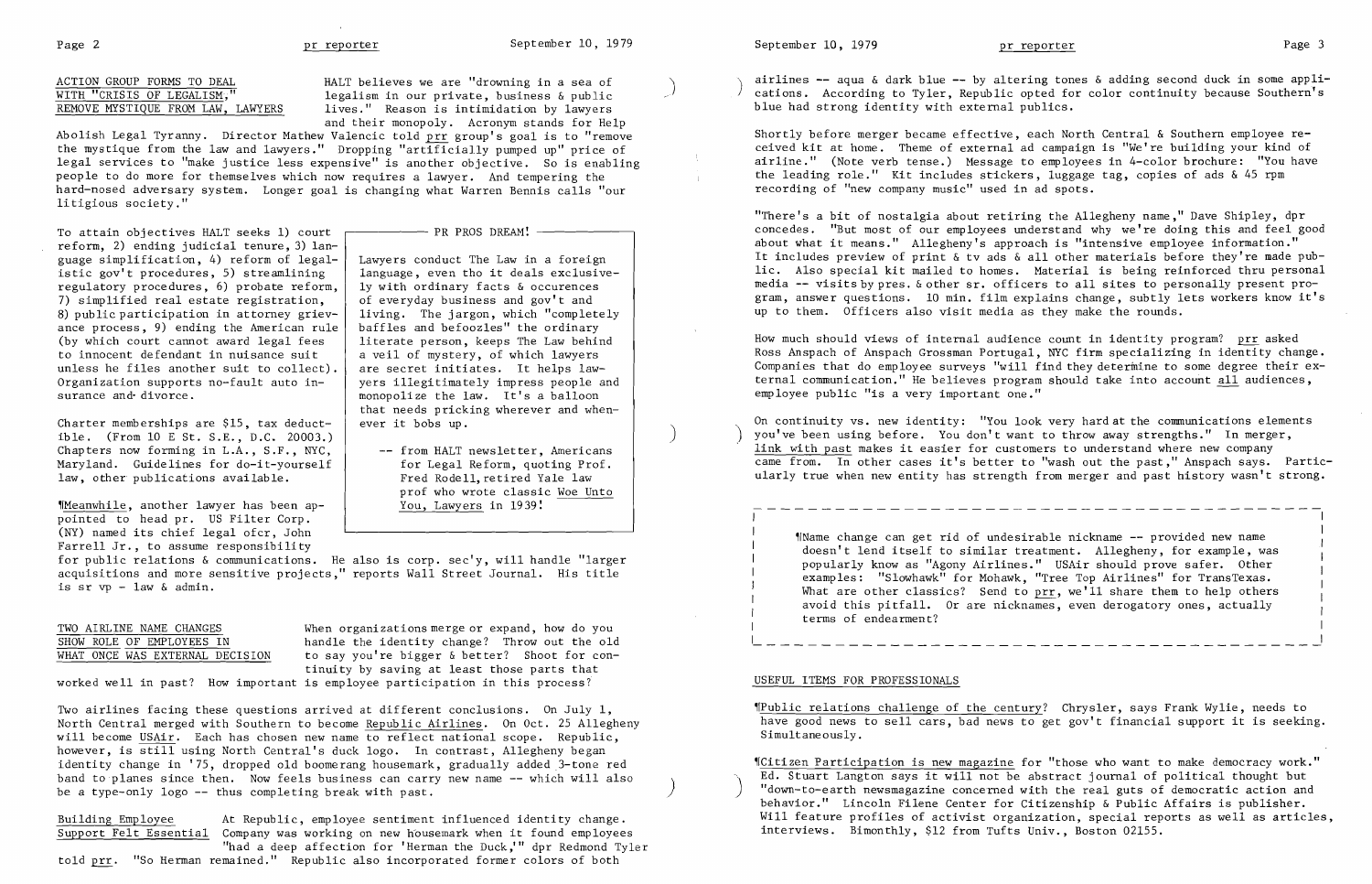ACTION GROUP FORMS TO DEAL WITH "CRISIS OF LEGALISM," REMOVE MYSTIQUE FROM LAW, LAWYERS

HALT believes we are "drowning in a sea of legalism in our private, business & public lives." Reason is intimidation by lawyers and their monopoly. Acronym stands for Help Abolish Legal Tyranny. Director Mathew Valencic told prr group's goal is to "remove the mystique from the law and lawyers." Dropping "artificially pumped up" price of legal services to "make justice less expensive" is another objective. So is enabling people to do more for themselves which now requires a lawyer. And tempering the hard-nosed adversary system. Longer goal is changing what Warren Bennis calls "our litigious society."

To attain objectives HALT seeks 1) court reform, 2) ending judicial tenure, 3) language simplification, 4) reform of legalistic gov't procedures, 5) streamlining regulatory procedures, 6) probate reform, 7) simplified real estate registration, 8) public participation in attorney grievance process, 9) ending the American rule (by which court cannot award legal fees to innocent defendant in nuisance suit unless he files another suit to collect). Organization supports no-fault auto insurance and divorce.

Charter memberships are $15, tax deductible. (From 10 E St. S.E., D.C. 20003.) Chapters now forming in L.A., S.F., NYC, Maryland. Guidelines for do-it-yourself law, other publications available.

> **PR PROS DREAM!**
>
> Lawyers conduct The Law in a foreign language, even tho it deals exclusively with ordinary facts & occurences of everyday business and gov't and living. The jargon, which "completely baffles and befoozles" the ordinary literate person, keeps The Law behind a veil of mystery, of which lawyers are secret initiates. It helps lawyers illegitimately impress people and monopolize the law. It's a balloon that needs pricking wherever and whenever it bobs up.
>
> -- from HALT newsletter, Americans for Legal Reform, quoting Prof. Fred Rodell, retired Yale law prof who wrote classic Woe Unto You, Lawyers in 1939!

¶Meanwhile, another lawyer has been appointed to head pr. US Filter Corp. (NY) named its chief legal ofcr, John Farrell Jr., to assume responsibility for public relations & communications. He also is corp. sec'y, will handle "larger acquisitions and more sensitive projects," reports Wall Street Journal. His title is sr vp - law & admin.

TWO AIRLINE NAME CHANGES SHOW ROLE OF EMPLOYEES IN WHAT ONCE WAS EXTERNAL DECISION

When organizations merge or expand, how do you handle the identity change? Throw out the old to say you're bigger & better? Shoot for continuity by saving at least those parts that worked well in past? How important is employee participation in this process?

Two airlines facing these questions arrived at different conclusions. On July 1, North Central merged with Southern to become Republic Airlines. On Oct. 25 Allegheny will become USAir. Each has chosen new name to reflect national scope. Republic, however, is still using North Central's duck logo. In contrast, Allegheny began identity change in '75, dropped old boomerang housemark, gradually added 3-tone red band to planes since then. Now feels business can carry new name -- which will also be a type-only logo -- thus completing break with past.

Building Employee Support Felt Essential

At Republic, employee sentiment influenced identity change. Company was working on new housemark when it found employees "had a deep affection for 'Herman the Duck,'" dpr Redmond Tyler told prr. "So Herman remained." Republic also incorporated former colors of both airlines -- aqua & dark blue -- by altering tones & adding second duck in some applications. According to Tyler, Republic opted for color continuity because Southern's blue had strong identity with external publics.

Shortly before merger became effective, each North Central & Southern employee received kit at home. Theme of external ad campaign is "We're building your kind of airline." (Note verb tense.) Message to employees in 4-color brochure: "You have the leading role." Kit includes stickers, luggage tag, copies of ads & 45 rpm recording of "new company music" used in ad spots.

"There's a bit of nostalgia about retiring the Allegheny name," Dave Shipley, dpr concedes. "But most of our employees understand why we're doing this and feel good about what it means." Allegheny's approach is "intensive employee information." It includes preview of print & tv ads & all other materials before they're made public. Also special kit mailed to homes. Material is being reinforced thru personal media -- visits by pres. & other sr. officers to all sites to personally present program, answer questions. 10 min. film explains change, subtly lets workers know it's up to them. Officers also visit media as they make the rounds.

How much should views of internal audience count in identity program? prr asked Ross Anspach of Anspach Grossman Portugal, NYC firm specializing in identity change. Companies that do employee surveys "will find they determine to some degree their external communication." He believes program should take into account all audiences, employee public "is a very important one."

On continuity vs. new identity: "You look very hard at the communications elements you've been using before. You don't want to throw away strengths." In merger, link with past makes it easier for customers to understand where new company came from. In other cases it's better to "wash out the past," Anspach says. Particularly true when new entity has strength from merger and past history wasn't strong.

> ¶Name change can get rid of undesirable nickname -- provided new name doesn't lend itself to similar treatment. Allegheny, for example, was popularly know as "Agony Airlines." USAir should prove safer. Other examples: "Slowhawk" for Mohawk, "Tree Top Airlines" for TransTexas. What are other classics? Send to prr, we'll share them to help others avoid this pitfall. Or are nicknames, even derogatory ones, actually terms of endearment?

## USEFUL ITEMS FOR PROFESSIONALS

¶Public relations challenge of the century? Chrysler, says Frank Wylie, needs to have good news to sell cars, bad news to get gov't financial support it is seeking. Simultaneously.

¶Citizen Participation is new magazine for "those who want to make democracy work." Ed. Stuart Langton says it will not be abstract journal of political thought but "down-to-earth newsmagazine concerned with the real guts of democratic action and behavior." Lincoln Filene Center for Citizenship & Public Affairs is publisher. Will feature profiles of activist organization, special reports as well as articles, interviews. Bimonthly, $12 from Tufts Univ., Boston 02155.